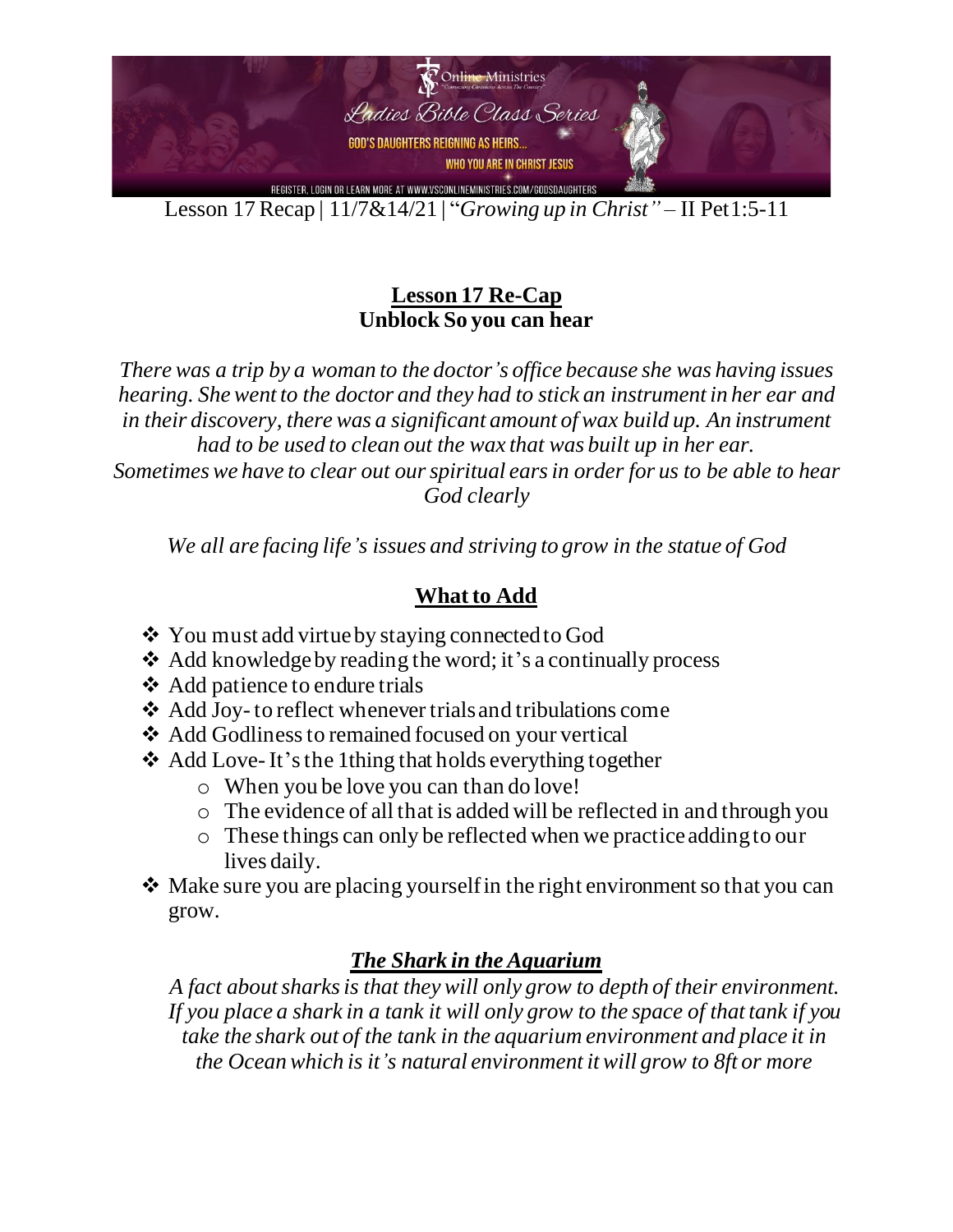Online Ministries

*Ladies Bible Class Series*

GOD'S DAUGHTERS REIGNING AS HEIRS... WHO YOU ARE IN CHRIST JESUS

REGISTER, LOGIN OR LEARN MORE AT WWW.VSCONLINEMINISTRIES.COM/GODSDAUGHTERS

Lesson 17 Recap | 11/7&14/21 | "*Growing up in Christ"* – II Pet1:5-11

## Lesson 17 Re-Cap
**Unblock So you can hear**

*There was a trip by a woman to the doctor's office because she was having issues hearing. She went to the doctor and they had to stick an instrument in her ear and in their discovery, there was a significant amount of wax build up. An instrument had to be used to clean out the wax that was built up in her ear.*
*Sometimes we have to clear out our spiritual ears in order for us to be able to hear God clearly*

*We all are facing life's issues and striving to grow in the statue of God*

## What to Add

- You must add virtue by staying connected to God
- Add knowledge by reading the word; it's a continually process
- Add patience to endure trials
- Add Joy- to reflect whenever trials and tribulations come
- Add Godliness to remained focused on your vertical
- Add Love- It's the 1thing that holds everything together
  - When you be love you can than do love!
  - The evidence of all that is added will be reflected in and through you
  - These things can only be reflected when we practice adding to our lives daily.
- Make sure you are placing yourself in the right environment so that you can grow.

## *The Shark in the Aquarium*

*A fact about sharks is that they will only grow to depth of their environment. If you place a shark in a tank it will only grow to the space of that tank if you take the shark out of the tank in the aquarium environment and place it in the Ocean which is it's natural environment it will grow to 8ft or more*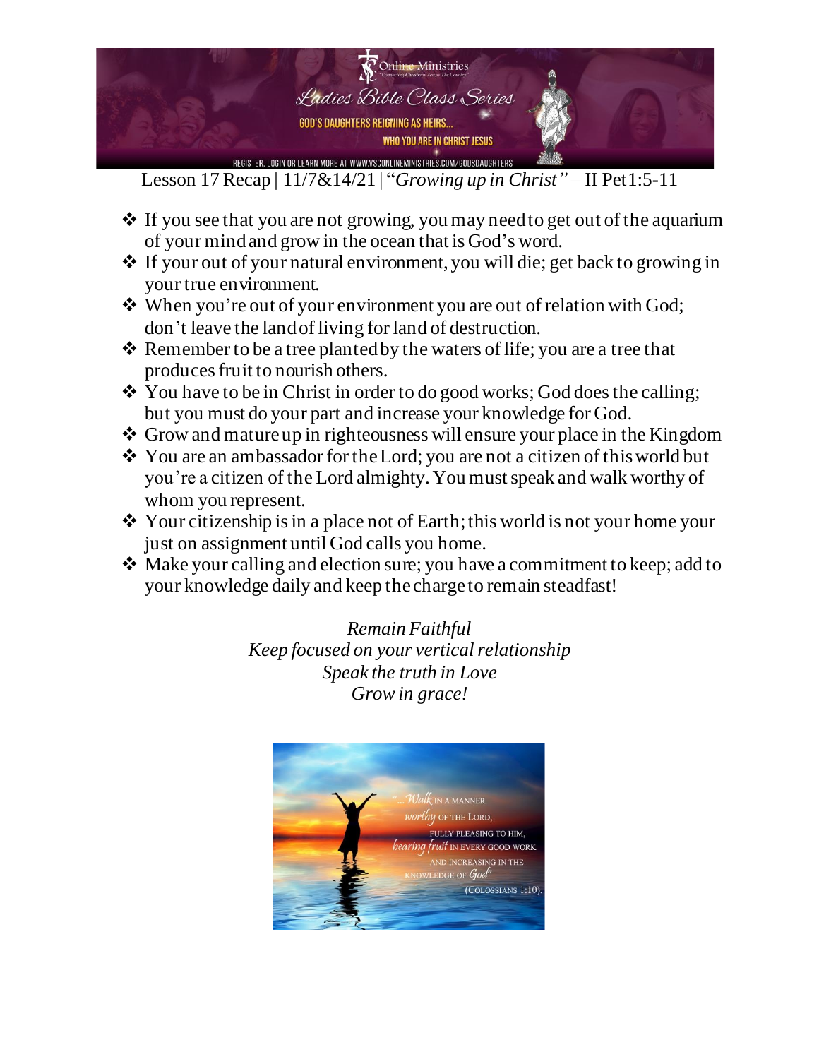Lesson 17 Recap | 11/7&14/21 | "*Growing up in Christ*" – II Pet1:5-11

- If you see that you are not growing, you may need to get out of the aquarium of your mind and grow in the ocean that is God's word.
- If your out of your natural environment, you will die; get back to growing in your true environment.
- When you're out of your environment you are out of relation with God; don't leave the land of living for land of destruction.
- Remember to be a tree planted by the waters of life; you are a tree that produces fruit to nourish others.
- You have to be in Christ in order to do good works; God does the calling; but you must do your part and increase your knowledge for God.
- Grow and mature up in righteousness will ensure your place in the Kingdom
- You are an ambassador for the Lord; you are not a citizen of this world but you're a citizen of the Lord almighty. You must speak and walk worthy of whom you represent.
- Your citizenship is in a place not of Earth; this world is not your home your just on assignment until God calls you home.
- Make your calling and election sure; you have a commitment to keep; add to your knowledge daily and keep the charge to remain steadfast!

*Remain Faithful*
*Keep focused on your vertical relationship*
*Speak the truth in Love*
*Grow in grace!*